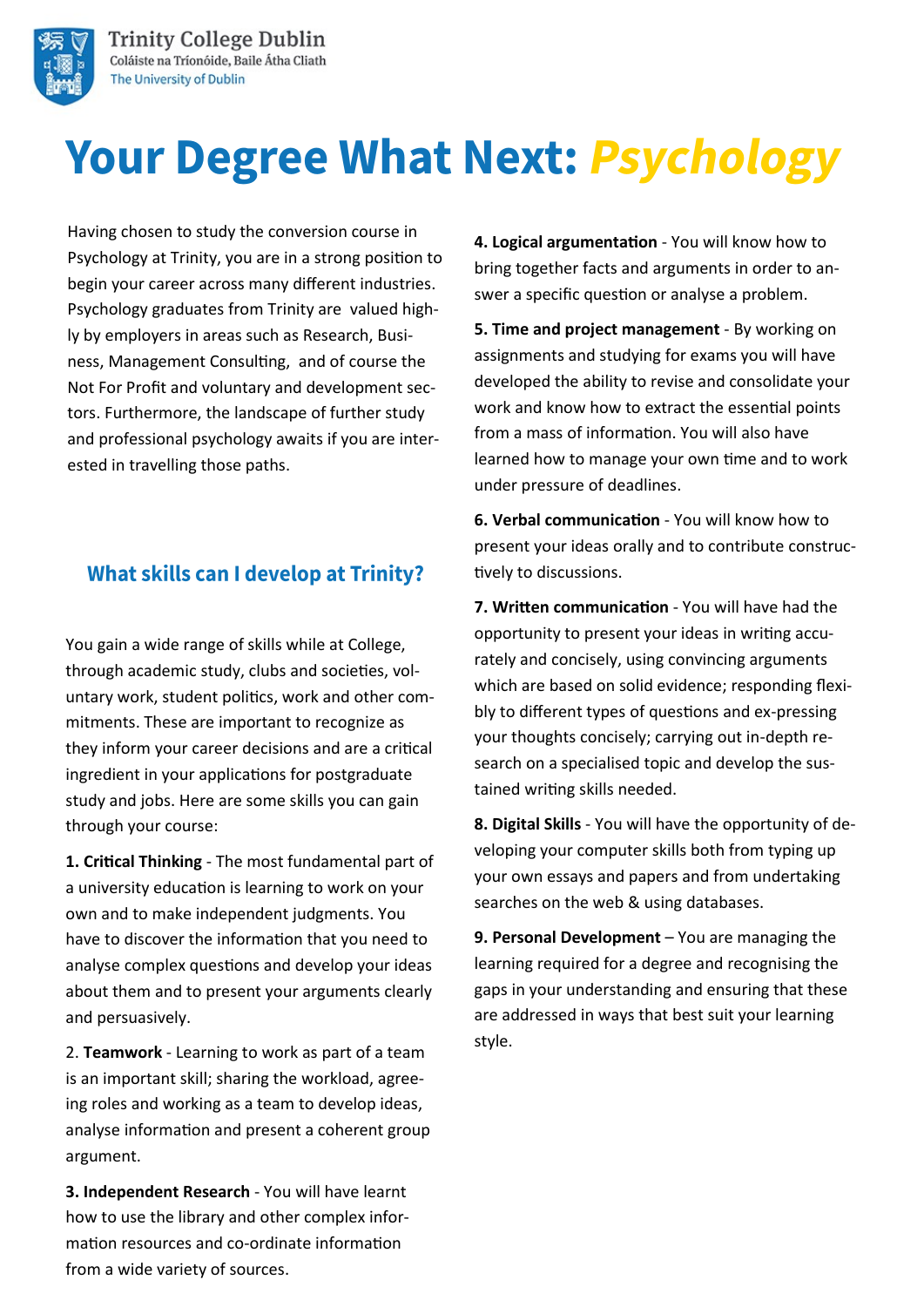Trinity College Dublin
Coláiste na Tríonóide, Baile Átha Cliath
The University of Dublin

# Your Degree What Next: *Psychology*

Having chosen to study the conversion course in Psychology at Trinity, you are in a strong position to begin your career across many different industries. Psychology graduates from Trinity are valued highly by employers in areas such as Research, Business, Management Consulting, and of course the Not For Profit and voluntary and development sectors. Furthermore, the landscape of further study and professional psychology awaits if you are interested in travelling those paths.

## What skills can I develop at Trinity?

You gain a wide range of skills while at College, through academic study, clubs and societies, voluntary work, student politics, work and other commitments. These are important to recognize as they inform your career decisions and are a critical ingredient in your applications for postgraduate study and jobs. Here are some skills you can gain through your course:

**1. Critical Thinking** - The most fundamental part of a university education is learning to work on your own and to make independent judgments. You have to discover the information that you need to analyse complex questions and develop your ideas about them and to present your arguments clearly and persuasively.

2. **Teamwork** - Learning to work as part of a team is an important skill; sharing the workload, agreeing roles and working as a team to develop ideas, analyse information and present a coherent group argument.

**3. Independent Research** - You will have learnt how to use the library and other complex information resources and co-ordinate information from a wide variety of sources.

**4. Logical argumentation** - You will know how to bring together facts and arguments in order to answer a specific question or analyse a problem.

**5. Time and project management** - By working on assignments and studying for exams you will have developed the ability to revise and consolidate your work and know how to extract the essential points from a mass of information. You will also have learned how to manage your own time and to work under pressure of deadlines.

**6. Verbal communication** - You will know how to present your ideas orally and to contribute constructively to discussions.

**7. Written communication** - You will have had the opportunity to present your ideas in writing accurately and concisely, using convincing arguments which are based on solid evidence; responding flexibly to different types of questions and ex-pressing your thoughts concisely; carrying out in-depth research on a specialised topic and develop the sustained writing skills needed.

**8. Digital Skills** - You will have the opportunity of developing your computer skills both from typing up your own essays and papers and from undertaking searches on the web & using databases.

**9. Personal Development** – You are managing the learning required for a degree and recognising the gaps in your understanding and ensuring that these are addressed in ways that best suit your learning style.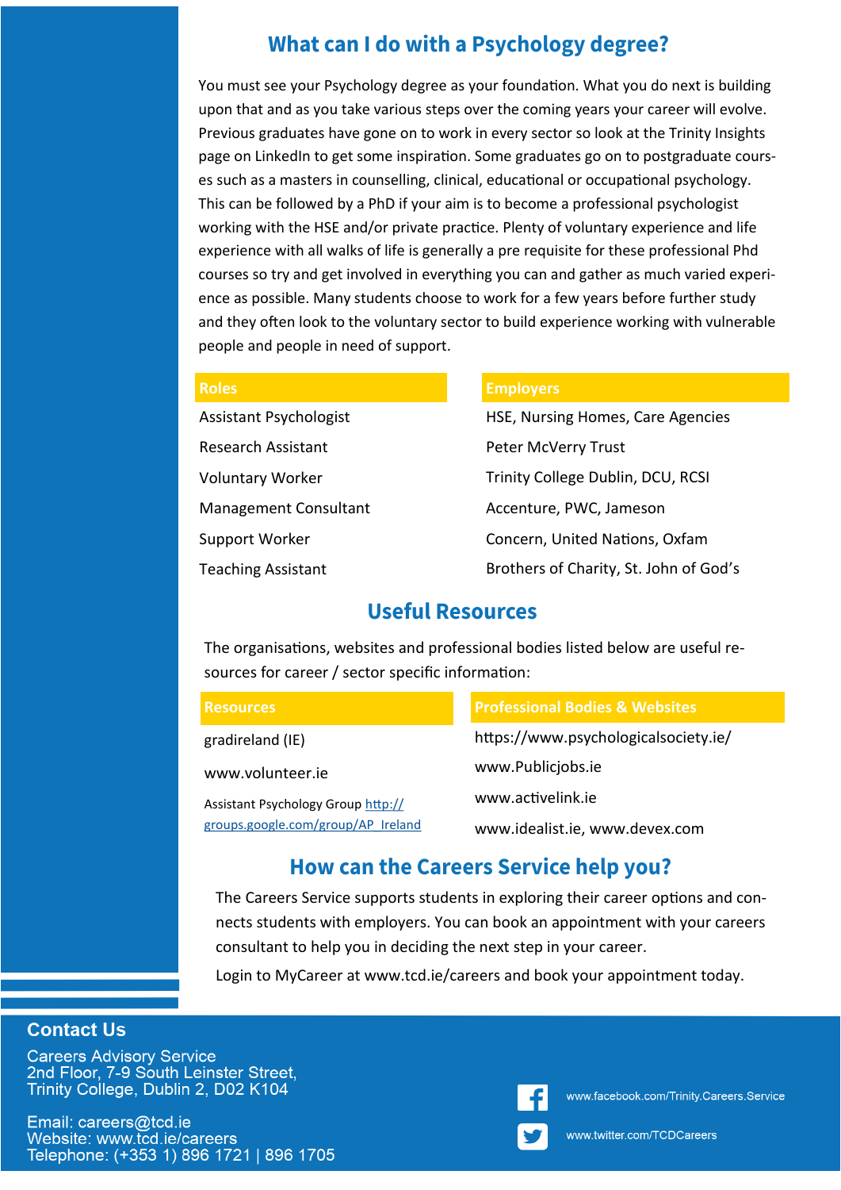## What can I do with a Psychology degree?

You must see your Psychology degree as your foundation. What you do next is building upon that and as you take various steps over the coming years your career will evolve. Previous graduates have gone on to work in every sector so look at the Trinity Insights page on LinkedIn to get some inspiration. Some graduates go on to postgraduate courses such as a masters in counselling, clinical, educational or occupational psychology. This can be followed by a PhD if your aim is to become a professional psychologist working with the HSE and/or private practice. Plenty of voluntary experience and life experience with all walks of life is generally a pre requisite for these professional Phd courses so try and get involved in everything you can and gather as much varied experience as possible. Many students choose to work for a few years before further study and they often look to the voluntary sector to build experience working with vulnerable people and people in need of support.

| Roles | Employers |
| --- | --- |
| Assistant Psychologist | HSE, Nursing Homes, Care Agencies |
| Research Assistant | Peter McVerry Trust |
| Voluntary Worker | Trinity College Dublin, DCU, RCSI |
| Management Consultant | Accenture, PWC, Jameson |
| Support Worker | Concern, United Nations, Oxfam |
| Teaching Assistant | Brothers of Charity, St. John of God's |

## Useful Resources

The organisations, websites and professional bodies listed below are useful resources for career / sector specific information:

| Resources | Professional Bodies & Websites |
| --- | --- |
| gradireland (IE) | https://www.psychologicalsociety.ie/ |
| www.volunteer.ie | www.Publicjobs.ie |
| Assistant Psychology Group http://groups.google.com/group/AP_Ireland | www.activelink.ie |
| | www.idealist.ie, www.devex.com |

## How can the Careers Service help you?

The Careers Service supports students in exploring their career options and connects students with employers. You can book an appointment with your careers consultant to help you in deciding the next step in your career.

Login to MyCareer at www.tcd.ie/careers and book your appointment today.

### Contact Us

Careers Advisory Service
2nd Floor, 7-9 South Leinster Street,
Trinity College, Dublin 2, D02 K104

Email: careers@tcd.ie
Website: www.tcd.ie/careers
Telephone: (+353 1) 896 1721 | 896 1705

www.facebook.com/Trinity.Careers.Service

www.twitter.com/TCDCareers